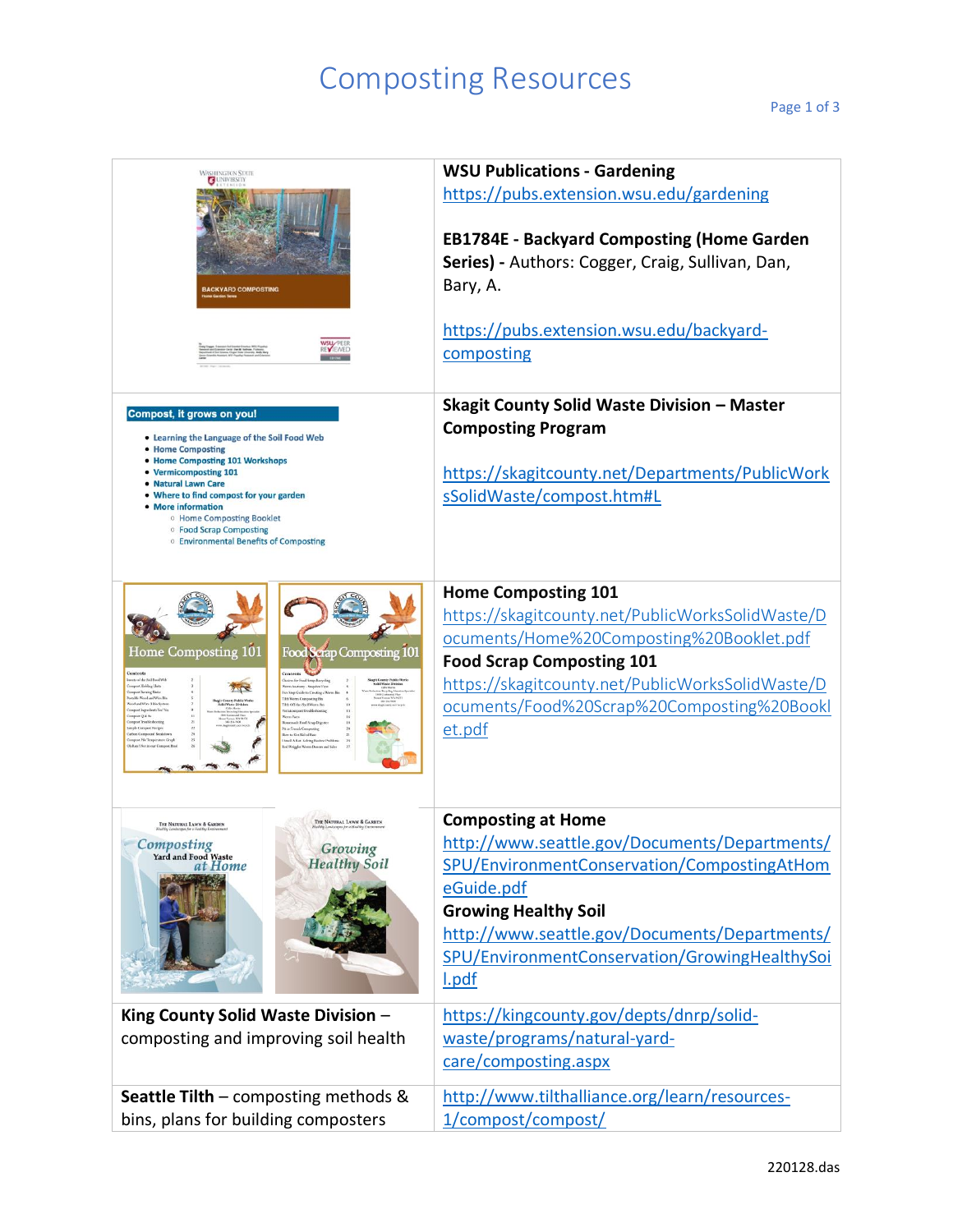# Composting Resources

| | |
|---|---|
| | **WSU Publications - Gardening**<br>https://pubs.extension.wsu.edu/gardening<br><br>**EB1784E - Backyard Composting (Home Garden Series) -** Authors: Cogger, Craig, Sullivan, Dan, Bary, A.<br><br>https://pubs.extension.wsu.edu/backyard-composting |
| **Compost, it grows on you!**<br>• Learning the Language of the Soil Food Web<br>• Home Composting<br>• Home Composting 101 Workshops<br>• Vermicomposting 101<br>• Natural Lawn Care<br>• Where to find compost for your garden<br>• More information<br>  ○ Home Composting Booklet<br>  ○ Food Scrap Composting<br>  ○ Environmental Benefits of Composting | **Skagit County Solid Waste Division – Master Composting Program**<br><br>https://skagitcounty.net/Departments/PublicWorksSolidWaste/compost.htm#L |
| | **Home Composting 101**<br>https://skagitcounty.net/PublicWorksSolidWaste/Documents/Home%20Composting%20Booklet.pdf<br>**Food Scrap Composting 101**<br>https://skagitcounty.net/PublicWorksSolidWaste/Documents/Food%20Scrap%20Composting%20Booklet.pdf |
| | **Composting at Home**<br>http://www.seattle.gov/Documents/Departments/SPU/EnvironmentConservation/CompostingAtHomeGuide.pdf<br>**Growing Healthy Soil**<br>http://www.seattle.gov/Documents/Departments/SPU/EnvironmentConservation/GrowingHealthySoil.pdf |
| **King County Solid Waste Division** – composting and improving soil health | https://kingcounty.gov/depts/dnrp/solid-waste/programs/natural-yard-care/composting.aspx |
| **Seattle Tilth** – composting methods & bins, plans for building composters | http://www.tilthalliance.org/learn/resources-1/compost/compost/ |

220128.das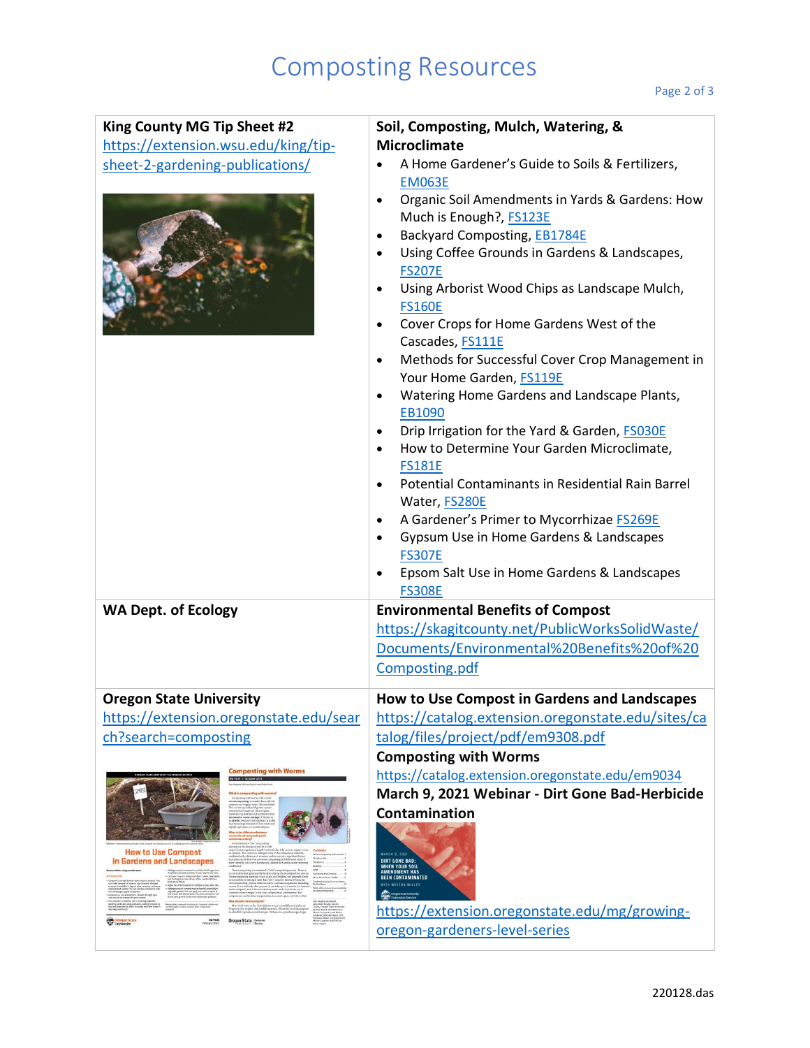# Composting Resources

## King County MG Tip Sheet #2

https://extension.wsu.edu/king/tip-sheet-2-gardening-publications/

## Soil, Composting, Mulch, Watering, & Microclimate

- A Home Gardener's Guide to Soils & Fertilizers, EM063E
- Organic Soil Amendments in Yards & Gardens: How Much is Enough?, FS123E
- Backyard Composting, EB1784E
- Using Coffee Grounds in Gardens & Landscapes, FS207E
- Using Arborist Wood Chips as Landscape Mulch, FS160E
- Cover Crops for Home Gardens West of the Cascades, FS111E
- Methods for Successful Cover Crop Management in Your Home Garden, FS119E
- Watering Home Gardens and Landscape Plants, EB1090
- Drip Irrigation for the Yard & Garden, FS030E
- How to Determine Your Garden Microclimate, FS181E
- Potential Contaminants in Residential Rain Barrel Water, FS280E
- A Gardener's Primer to Mycorrhizae FS269E
- Gypsum Use in Home Gardens & Landscapes FS307E
- Epsom Salt Use in Home Gardens & Landscapes FS308E

## WA Dept. of Ecology

## Environmental Benefits of Compost

https://skagitcounty.net/PublicWorksSolidWaste/Documents/Environmental%20Benefits%20of%20Composting.pdf

## Oregon State University

https://extension.oregonstate.edu/search?search=composting

## How to Use Compost in Gardens and Landscapes

https://catalog.extension.oregonstate.edu/sites/catalog/files/project/pdf/em9308.pdf

## Composting with Worms

https://catalog.extension.oregonstate.edu/em9034

## March 9, 2021 Webinar - Dirt Gone Bad-Herbicide Contamination

https://extension.oregonstate.edu/mg/growing-oregon-gardeners-level-series

220128.das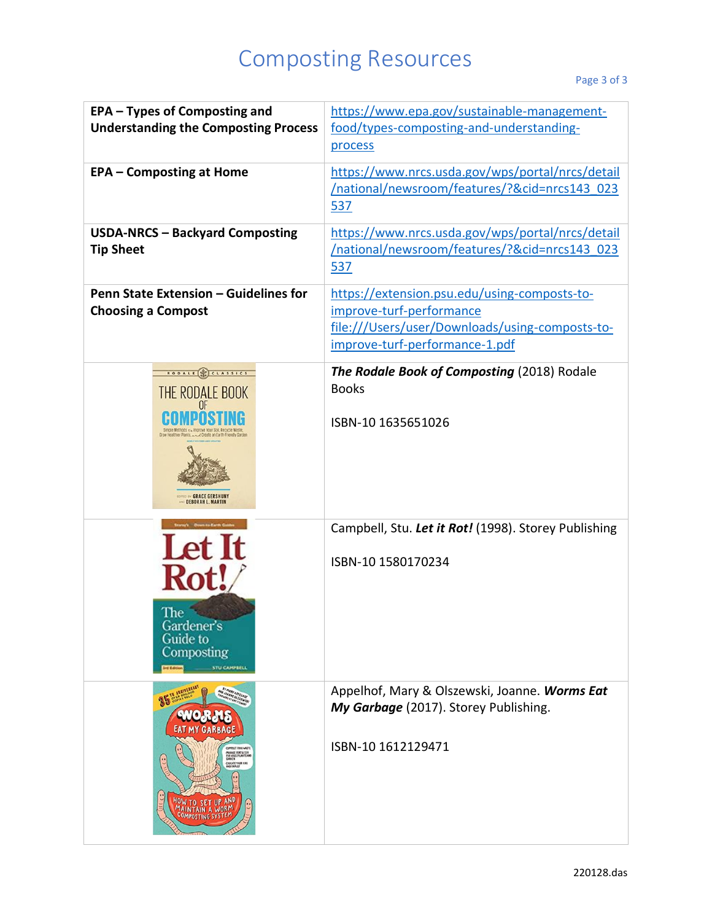# Composting Resources

| | |
|---|---|
| **EPA – Types of Composting and Understanding the Composting Process** | https://www.epa.gov/sustainable-management-food/types-composting-and-understanding-process |
| **EPA – Composting at Home** | https://www.nrcs.usda.gov/wps/portal/nrcs/detail/national/newsroom/features/?&cid=nrcs143_023537 |
| **USDA-NRCS – Backyard Composting Tip Sheet** | https://www.nrcs.usda.gov/wps/portal/nrcs/detail/national/newsroom/features/?&cid=nrcs143_023537 |
| **Penn State Extension – Guidelines for Choosing a Compost** | https://extension.psu.edu/using-composts-to-improve-turf-performance file:///Users/user/Downloads/using-composts-to-improve-turf-performance-1.pdf |
| | ***The Rodale Book of Composting*** (2018) Rodale Books<br><br>ISBN-10 1635651026 |
| | Campbell, Stu. ***Let it Rot!*** (1998). Storey Publishing<br><br>ISBN-10 1580170234 |
| | Appelhof, Mary & Olszewski, Joanne. ***Worms Eat My Garbage*** (2017). Storey Publishing.<br><br>ISBN-10 1612129471 |

220128.das